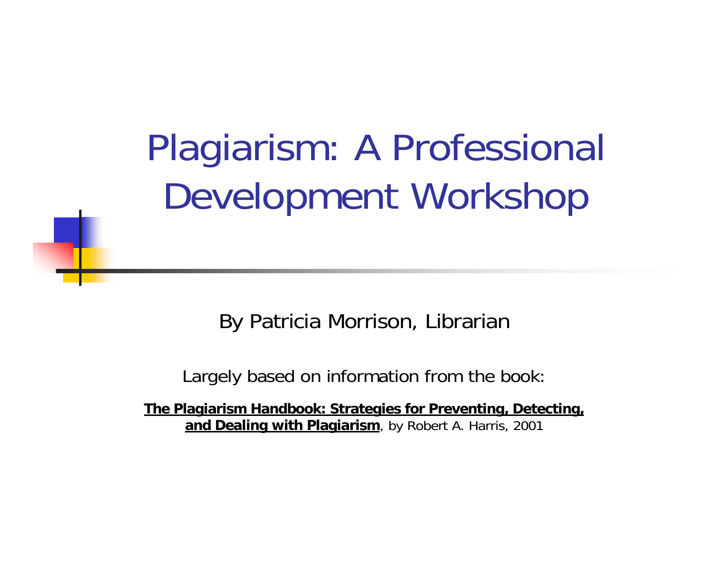# Plagiarism: A Professional Development Workshop

By Patricia Morrison, Librarian

Largely based on information from the book:

**The Plagiarism Handbook: Strategies for Preventing, Detecting, and Dealing with Plagiarism**, by Robert A. Harris, 2001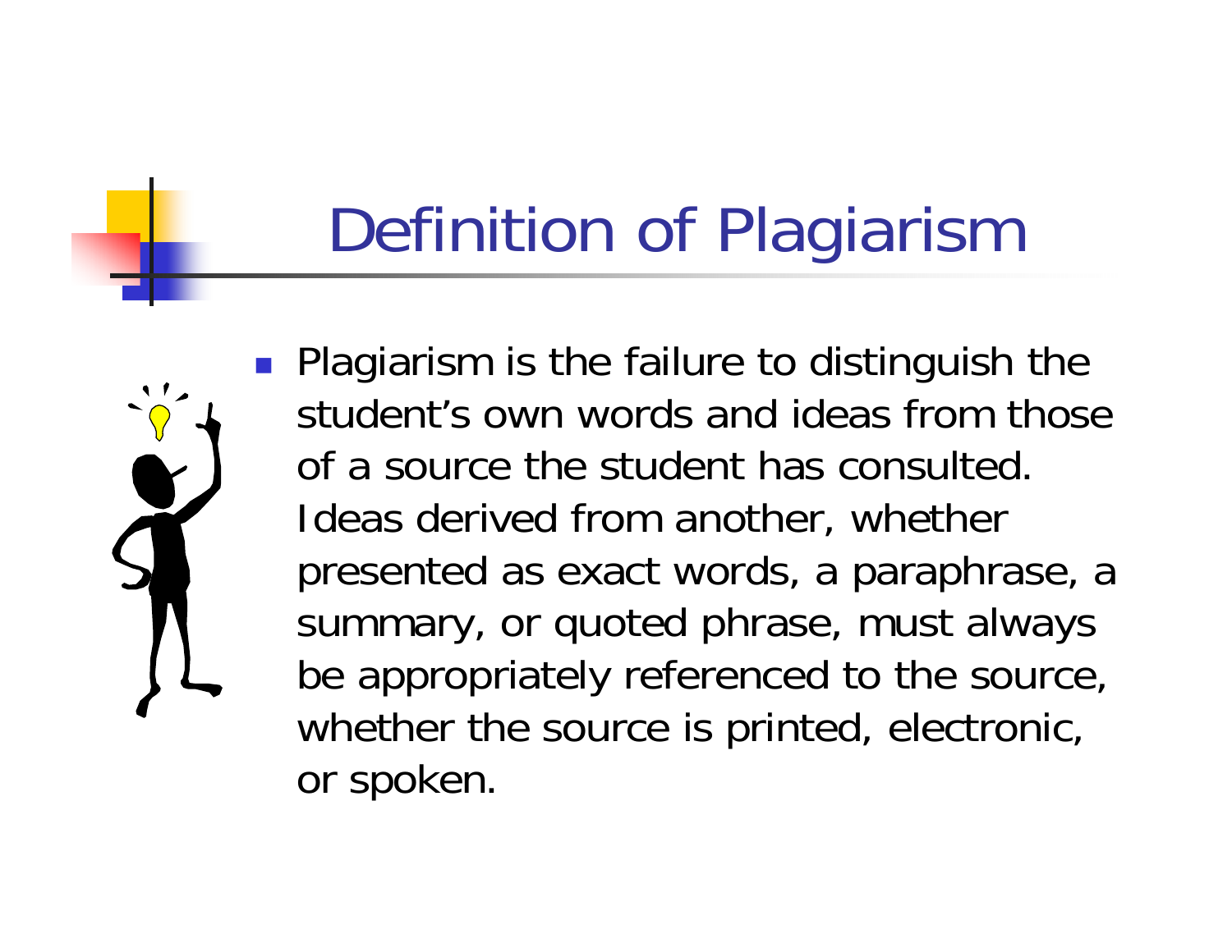# Definition of Plagiarism

- Plagiarism is the failure to distinguish the student's own words and ideas from those of a source the student has consulted. Ideas derived from another, whether presented as exact words, a paraphrase, a summary, or quoted phrase, must always be appropriately referenced to the source, whether the source is printed, electronic, or spoken.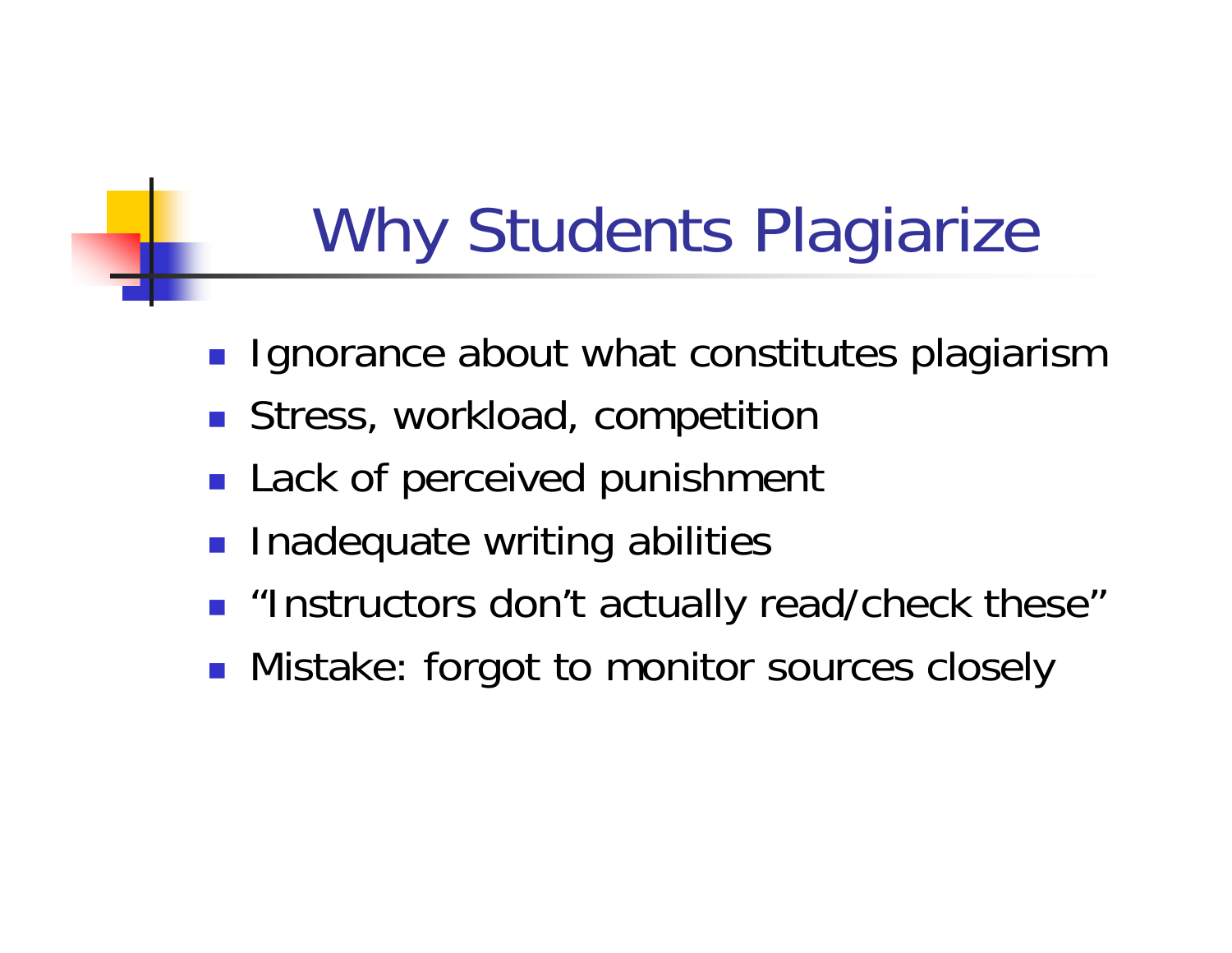# Why Students Plagiarize

- Ignorance about what constitutes plagiarism
- Stress, workload, competition
- Lack of perceived punishment
- Inadequate writing abilities
- "Instructors don't actually read/check these"
- Mistake: forgot to monitor sources closely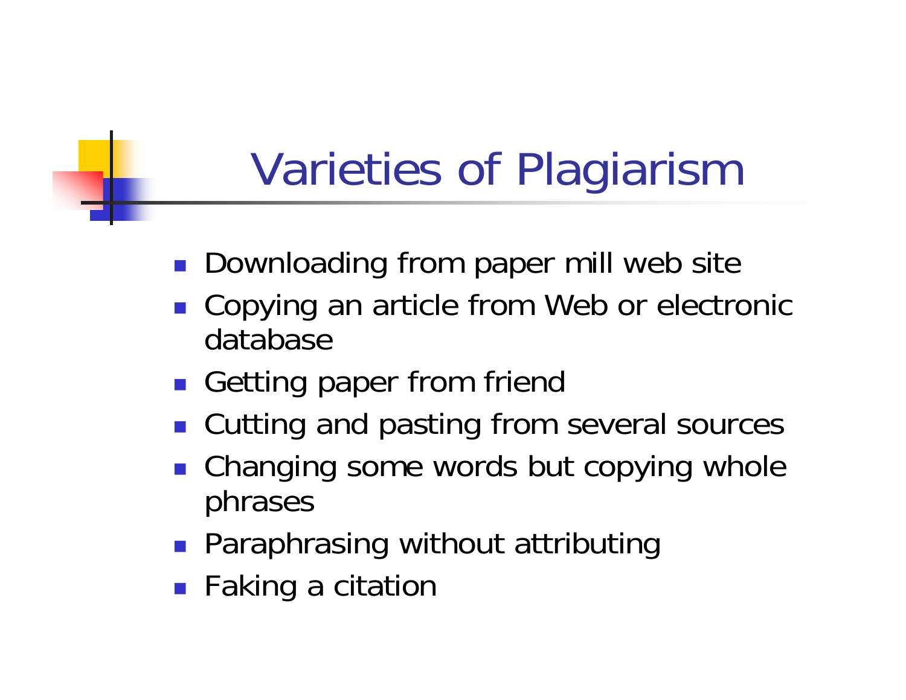# Varieties of Plagiarism

- Downloading from paper mill web site
- Copying an article from Web or electronic database
- Getting paper from friend
- Cutting and pasting from several sources
- Changing some words but copying whole phrases
- Paraphrasing without attributing
- Faking a citation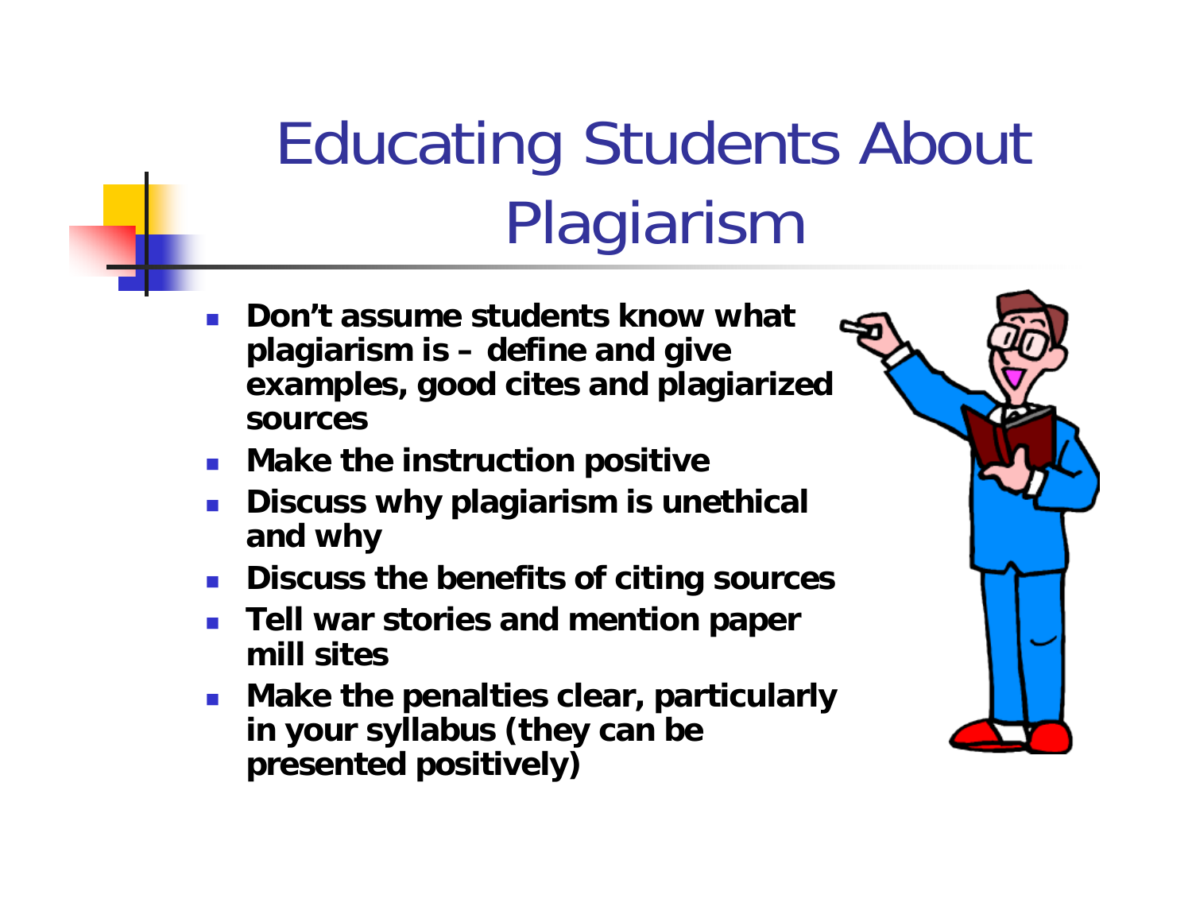# Educating Students About Plagiarism

- **Don't assume students know what plagiarism is – define and give examples, good cites and plagiarized sources**
- **Make the instruction positive**
- **Discuss why plagiarism is unethical and why**
- **Discuss the benefits of citing sources**
- **Tell war stories and mention paper mill sites**
- **Make the penalties clear, particularly in your syllabus (they can be presented positively)**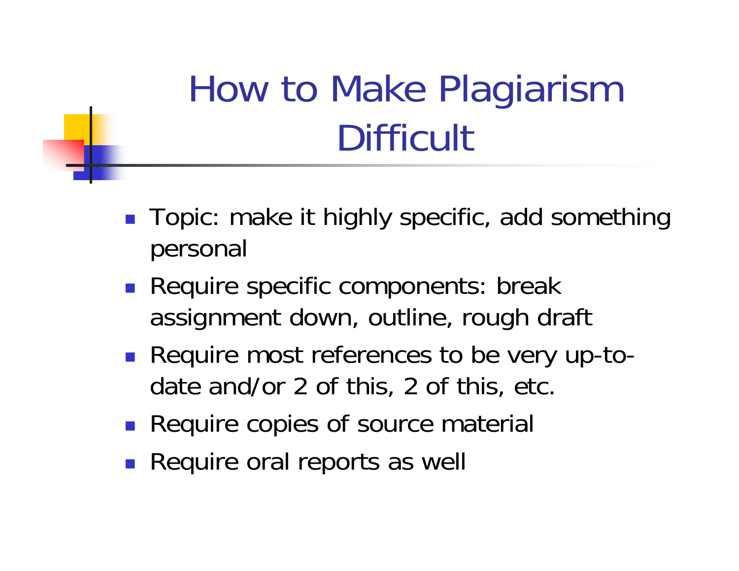# How to Make Plagiarism Difficult

- Topic: make it highly specific, add something personal
- Require specific components: break assignment down, outline, rough draft
- Require most references to be very up-to-date and/or 2 of this, 2 of this, etc.
- Require copies of source material
- Require oral reports as well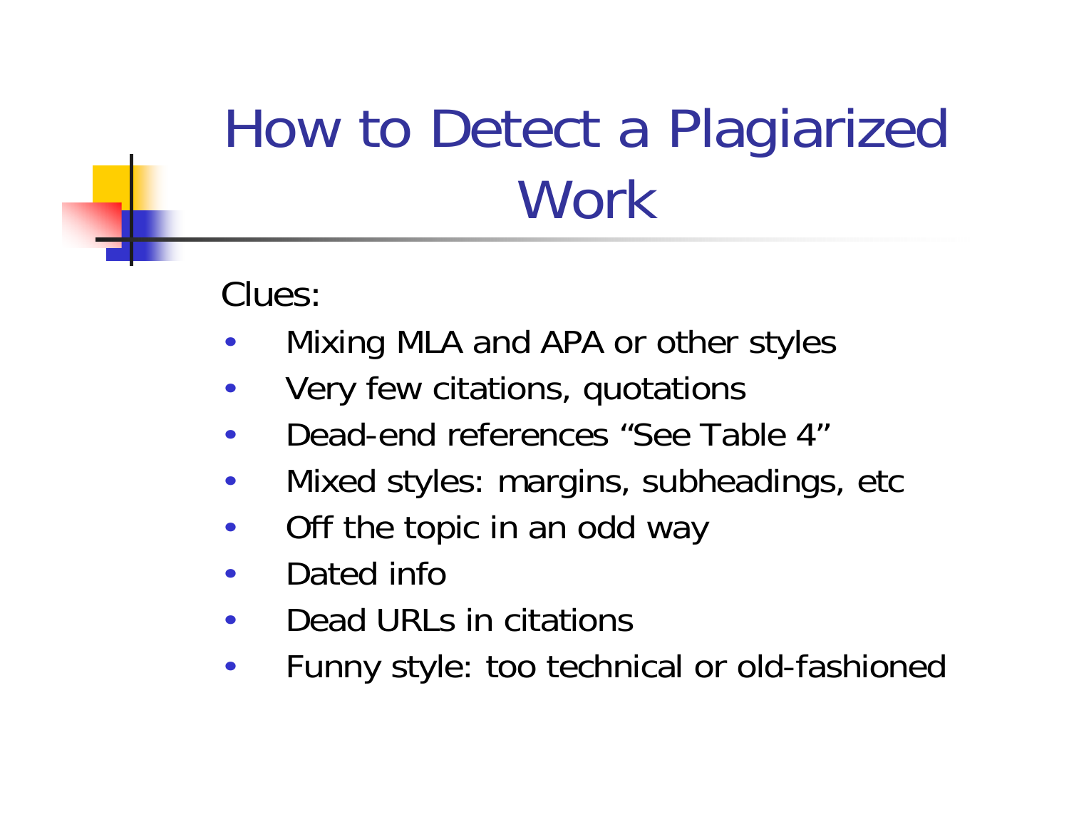# How to Detect a Plagiarized Work

Clues:

- Mixing MLA and APA or other styles
- Very few citations, quotations
- Dead-end references “See Table 4”
- Mixed styles: margins, subheadings, etc
- Off the topic in an odd way
- Dated info
- Dead URLs in citations
- Funny style: too technical or old-fashioned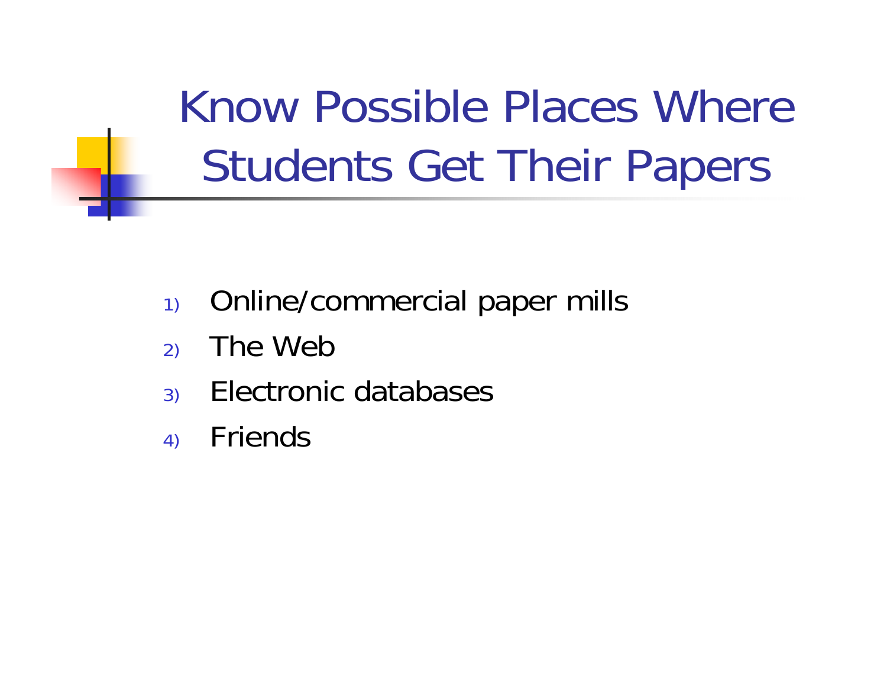# Know Possible Places Where Students Get Their Papers

1) Online/commercial paper mills
2) The Web
3) Electronic databases
4) Friends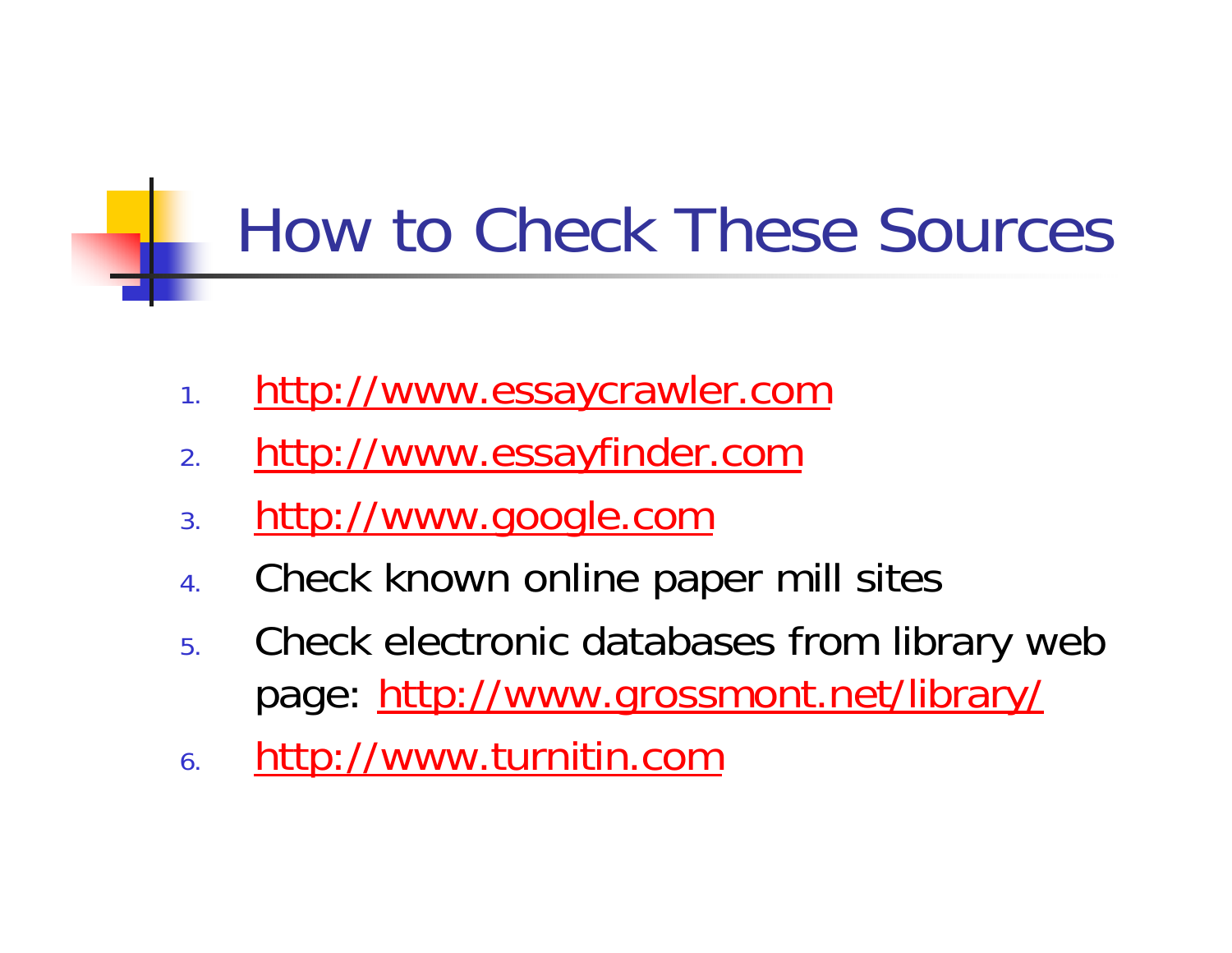# How to Check These Sources

1. http://www.essaycrawler.com
2. http://www.essayfinder.com
3. http://www.google.com
4. Check known online paper mill sites
5. Check electronic databases from library web page: http://www.grossmont.net/library/
6. http://www.turnitin.com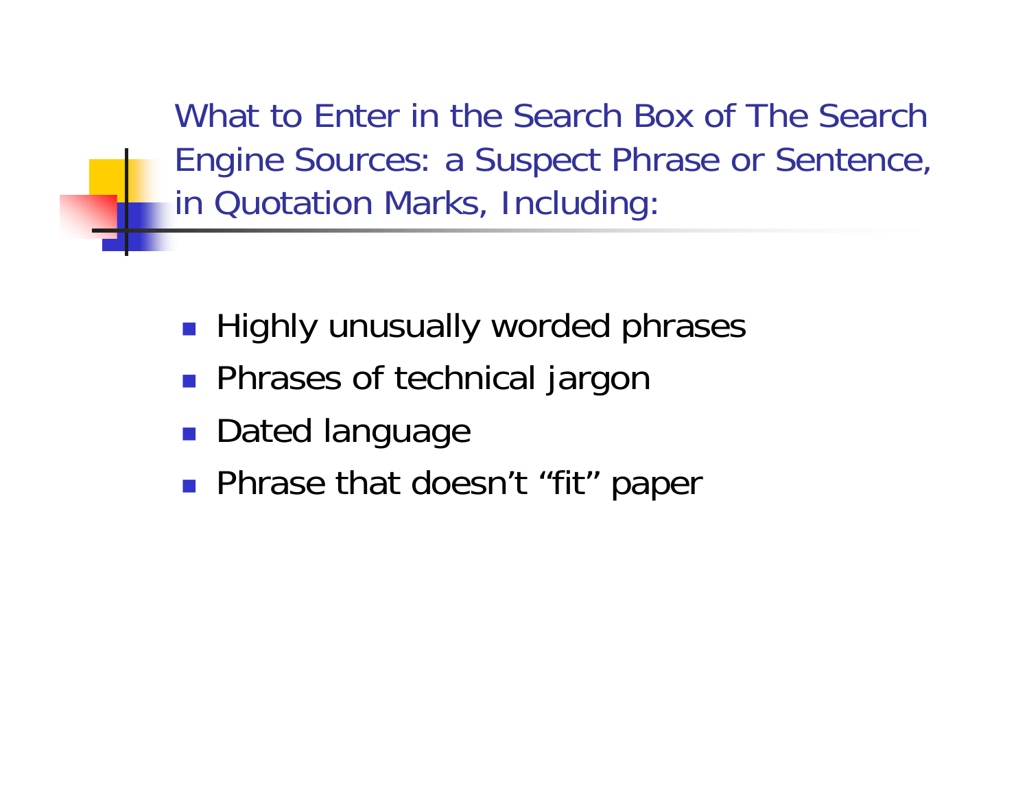## What to Enter in the Search Box of The Search Engine Sources: a Suspect Phrase or Sentence, in Quotation Marks, Including:

- Highly unusually worded phrases
- Phrases of technical jargon
- Dated language
- Phrase that doesn't "fit" paper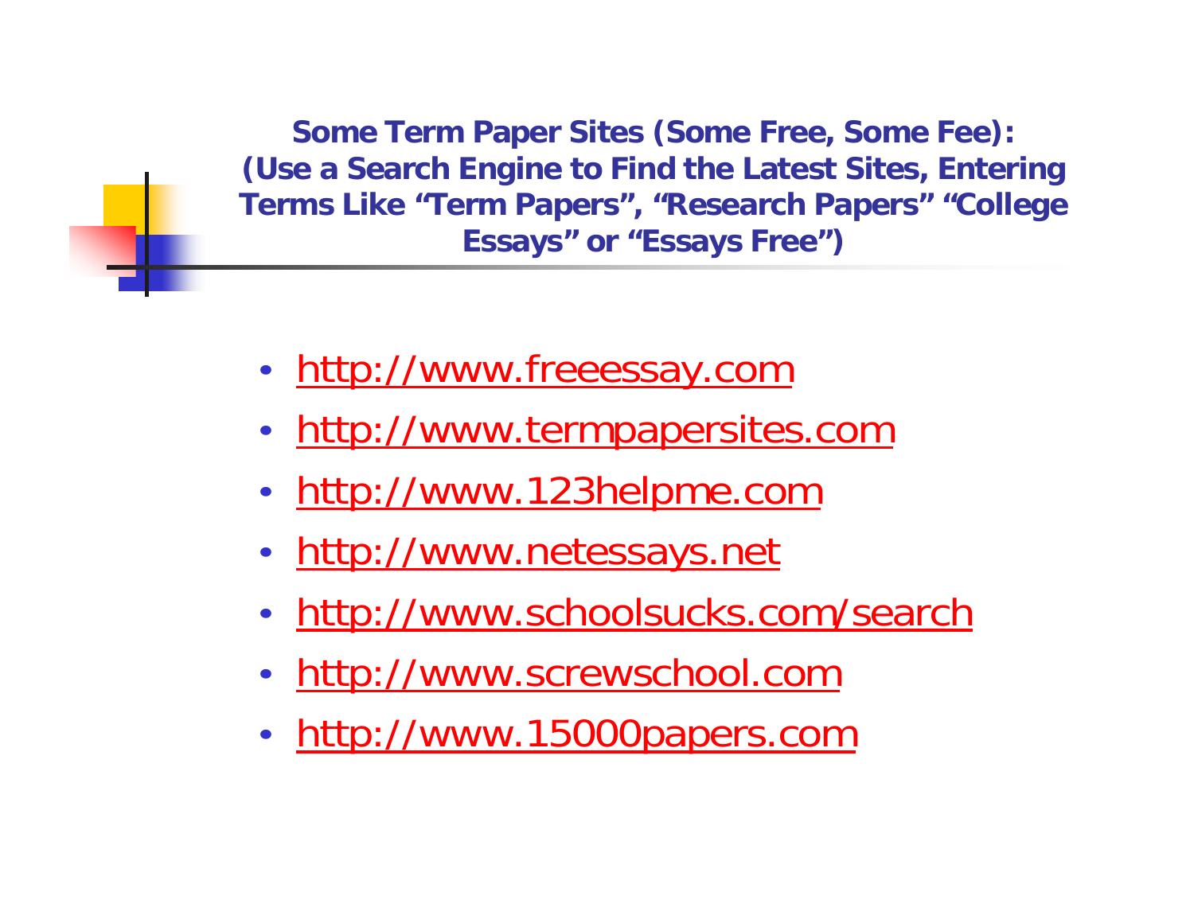## Some Term Paper Sites (Some Free, Some Fee): (Use a Search Engine to Find the Latest Sites, Entering Terms Like "Term Papers", "Research Papers" "College Essays" or "Essays Free")

- http://www.freeessay.com
- http://www.termpapersites.com
- http://www.123helpme.com
- http://www.netessays.net
- http://www.schoolsucks.com/search
- http://www.screwschool.com
- http://www.15000papers.com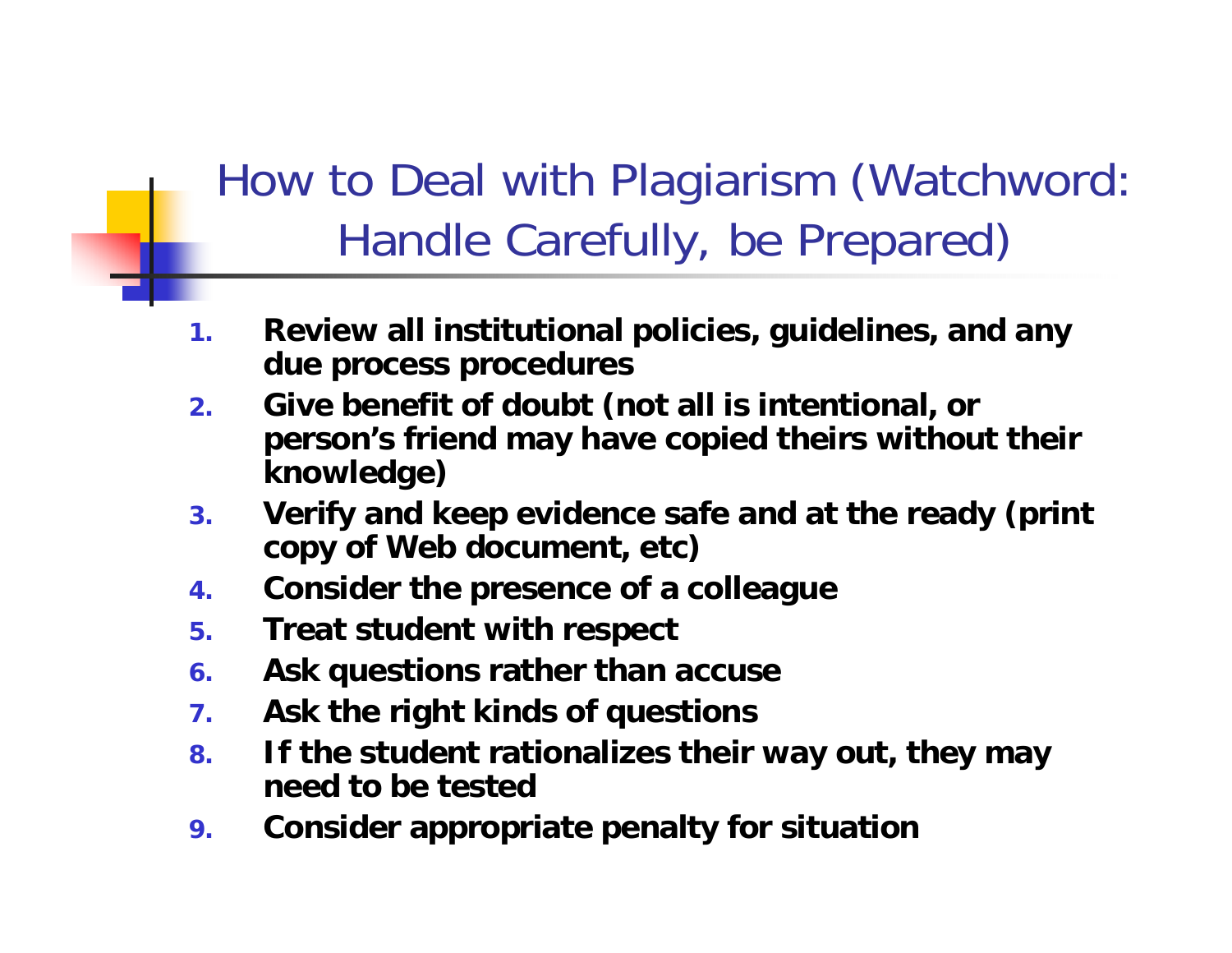# How to Deal with Plagiarism (Watchword: Handle Carefully, be Prepared)

1. **Review all institutional policies, guidelines, and any due process procedures**
2. **Give benefit of doubt (not all is intentional, or person's friend may have copied theirs without their knowledge)**
3. **Verify and keep evidence safe and at the ready (print copy of Web document, etc)**
4. **Consider the presence of a colleague**
5. **Treat student with respect**
6. **Ask questions rather than accuse**
7. **Ask the right kinds of questions**
8. **If the student rationalizes their way out, they may need to be tested**
9. **Consider appropriate penalty for situation**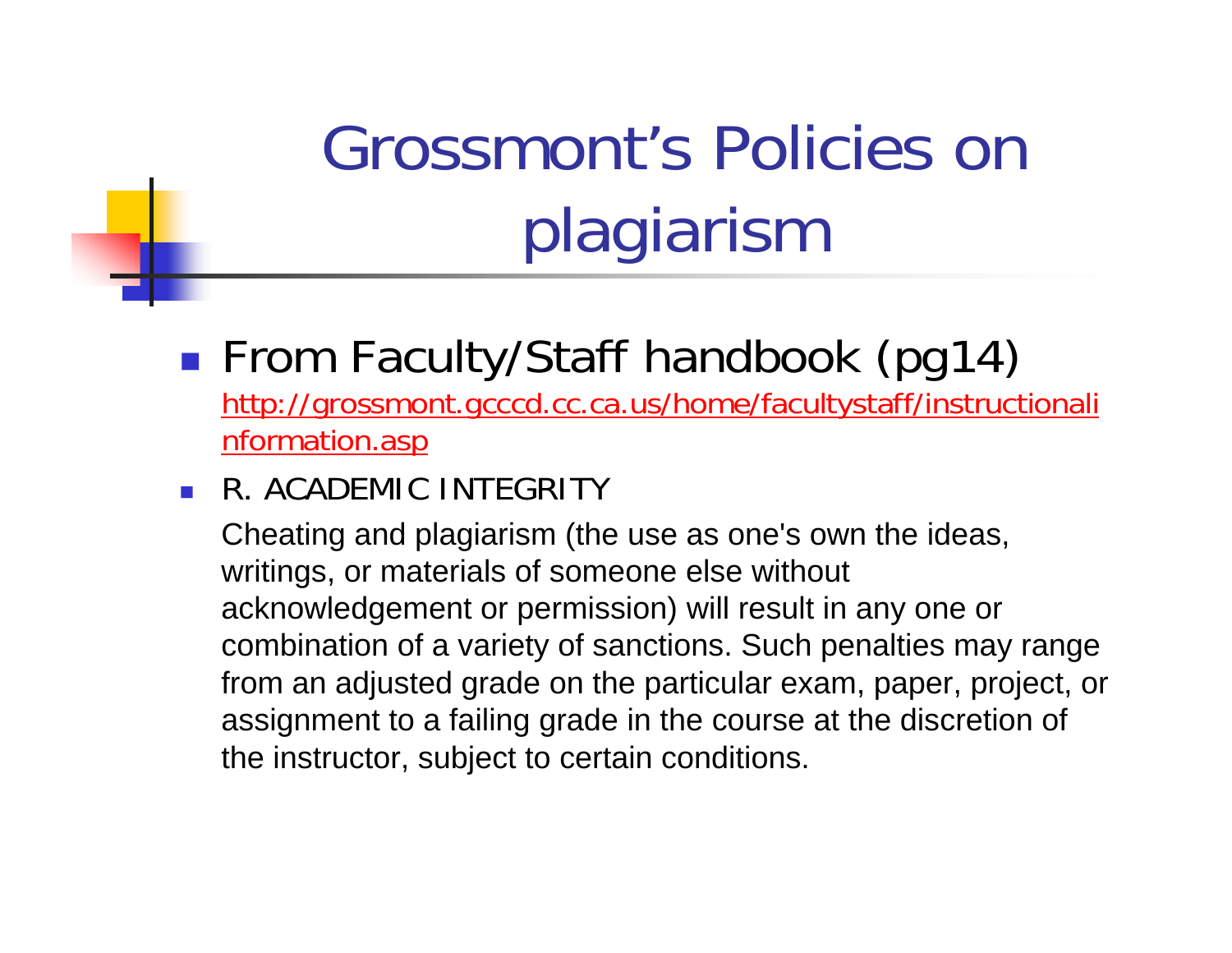# Grossmont's Policies on plagiarism

- From Faculty/Staff handbook (pg14)
  http://grossmont.gcccd.cc.ca.us/home/facultystaff/instructionalinformation.asp

- R. ACADEMIC INTEGRITY

  Cheating and plagiarism (the use as one's own the ideas, writings, or materials of someone else without acknowledgement or permission) will result in any one or combination of a variety of sanctions. Such penalties may range from an adjusted grade on the particular exam, paper, project, or assignment to a failing grade in the course at the discretion of the instructor, subject to certain conditions.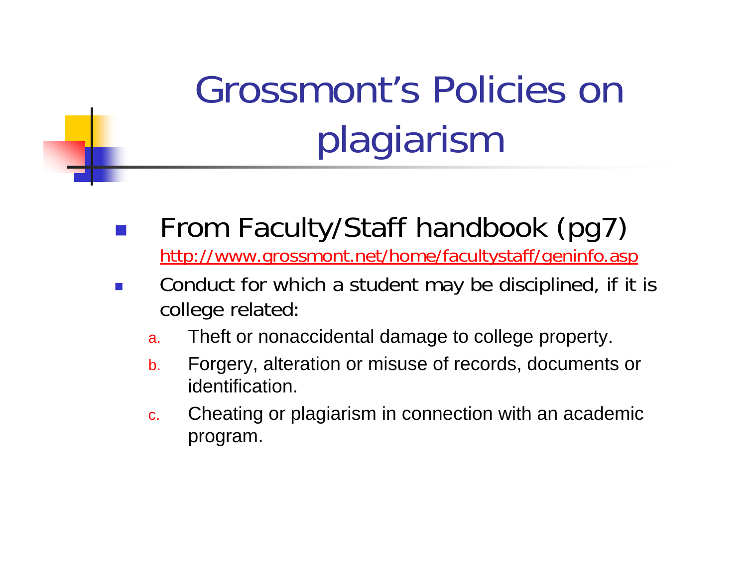# Grossmont's Policies on plagiarism

- From Faculty/Staff handbook (pg7)
  [http://www.grossmont.net/home/facultystaff/geninfo.asp](http://www.grossmont.net/home/facultystaff/geninfo.asp)
- Conduct for which a student may be disciplined, if it is college related:
  a. Theft or nonaccidental damage to college property.
  b. Forgery, alteration or misuse of records, documents or identification.
  c. Cheating or plagiarism in connection with an academic program.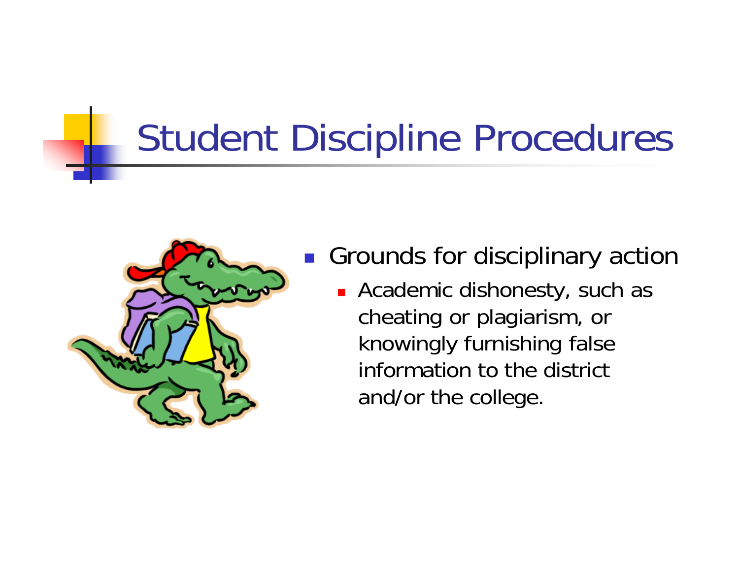# Student Discipline Procedures

- Grounds for disciplinary action
  - Academic dishonesty, such as cheating or plagiarism, or knowingly furnishing false information to the district and/or the college.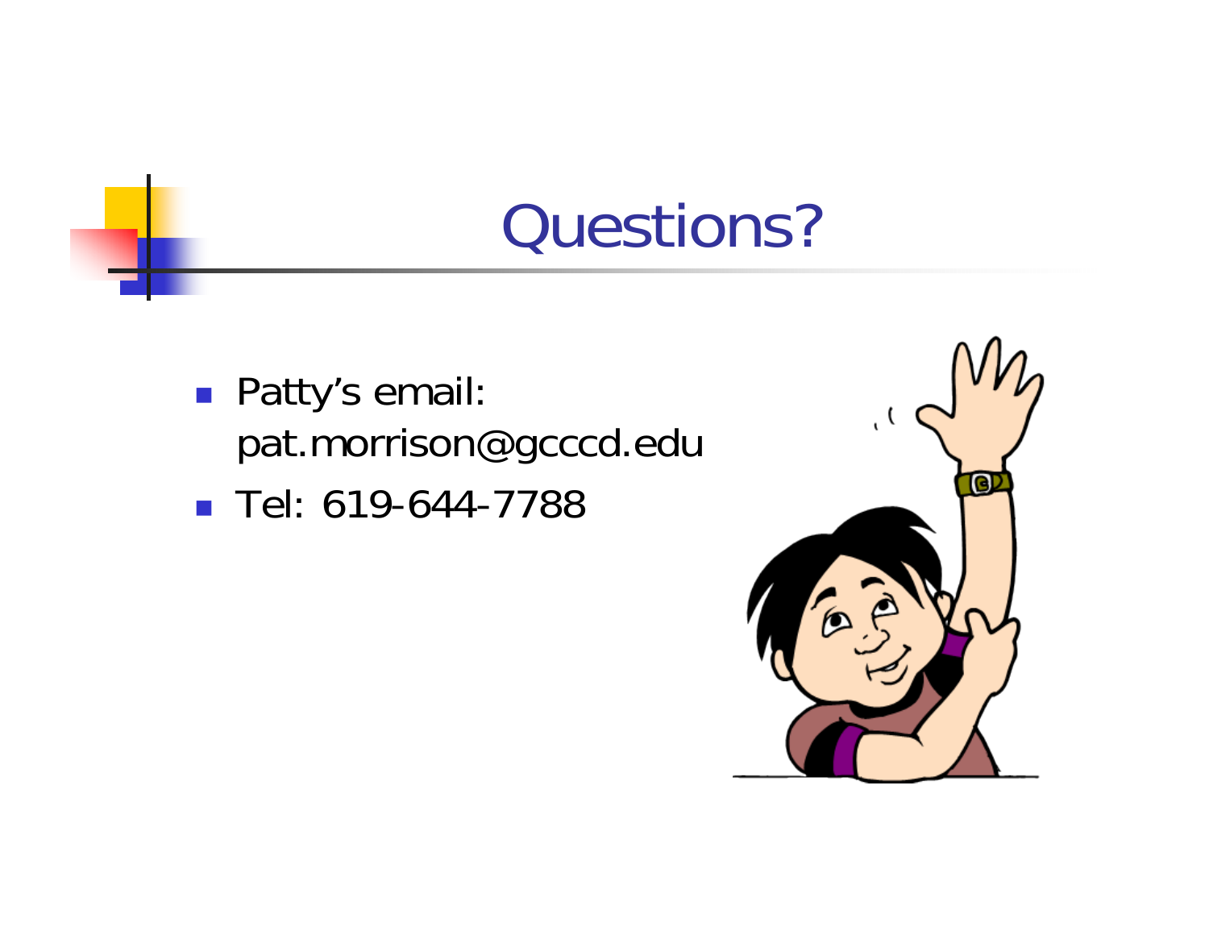# Questions?

- Patty's email: pat.morrison@gcccd.edu
- Tel: 619-644-7788